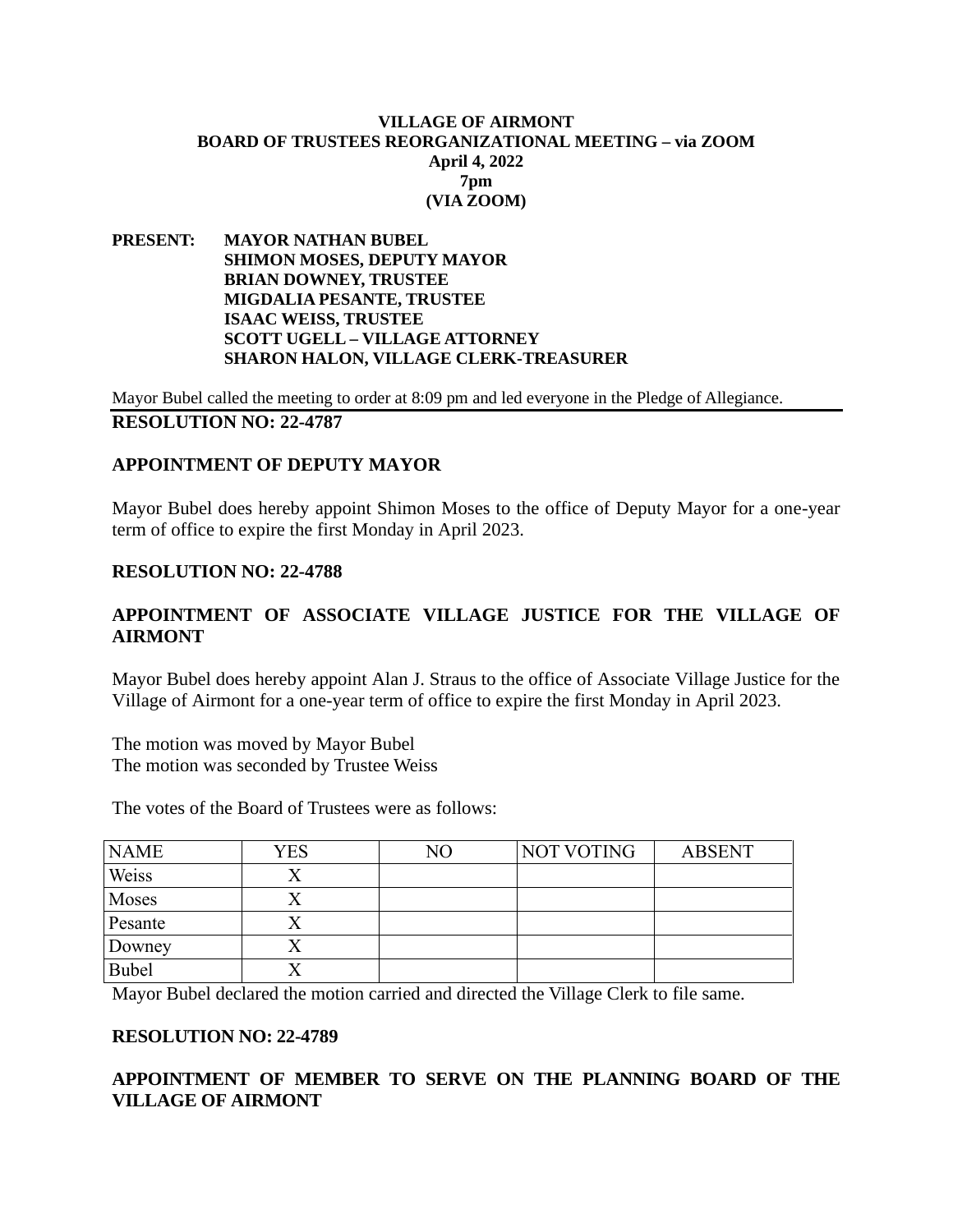**VILLAGE OF AIRMONT**
**BOARD OF TRUSTEES REORGANIZATIONAL MEETING – via ZOOM**
**April 4, 2022**
**7pm**
**(VIA ZOOM)**

**PRESENT:** **MAYOR NATHAN BUBEL**
**SHIMON MOSES, DEPUTY MAYOR**
**BRIAN DOWNEY, TRUSTEE**
**MIGDALIA PESANTE, TRUSTEE**
**ISAAC WEISS, TRUSTEE**
**SCOTT UGELL – VILLAGE ATTORNEY**
**SHARON HALON, VILLAGE CLERK-TREASURER**

Mayor Bubel called the meeting to order at 8:09 pm and led everyone in the Pledge of Allegiance.

**RESOLUTION NO: 22-4787**

**APPOINTMENT OF DEPUTY MAYOR**

Mayor Bubel does hereby appoint Shimon Moses to the office of Deputy Mayor for a one-year term of office to expire the first Monday in April 2023.

**RESOLUTION NO: 22-4788**

**APPOINTMENT OF ASSOCIATE VILLAGE JUSTICE FOR THE VILLAGE OF AIRMONT**

Mayor Bubel does hereby appoint Alan J. Straus to the office of Associate Village Justice for the Village of Airmont for a one-year term of office to expire the first Monday in April 2023.

The motion was moved by Mayor Bubel
The motion was seconded by Trustee Weiss

The votes of the Board of Trustees were as follows:

| NAME | YES | NO | NOT VOTING | ABSENT |
|---|---|---|---|---|
| Weiss | X | | | |
| Moses | X | | | |
| Pesante | X | | | |
| Downey | X | | | |
| Bubel | X | | | |

Mayor Bubel declared the motion carried and directed the Village Clerk to file same.

**RESOLUTION NO: 22-4789**

**APPOINTMENT OF MEMBER TO SERVE ON THE PLANNING BOARD OF THE VILLAGE OF AIRMONT**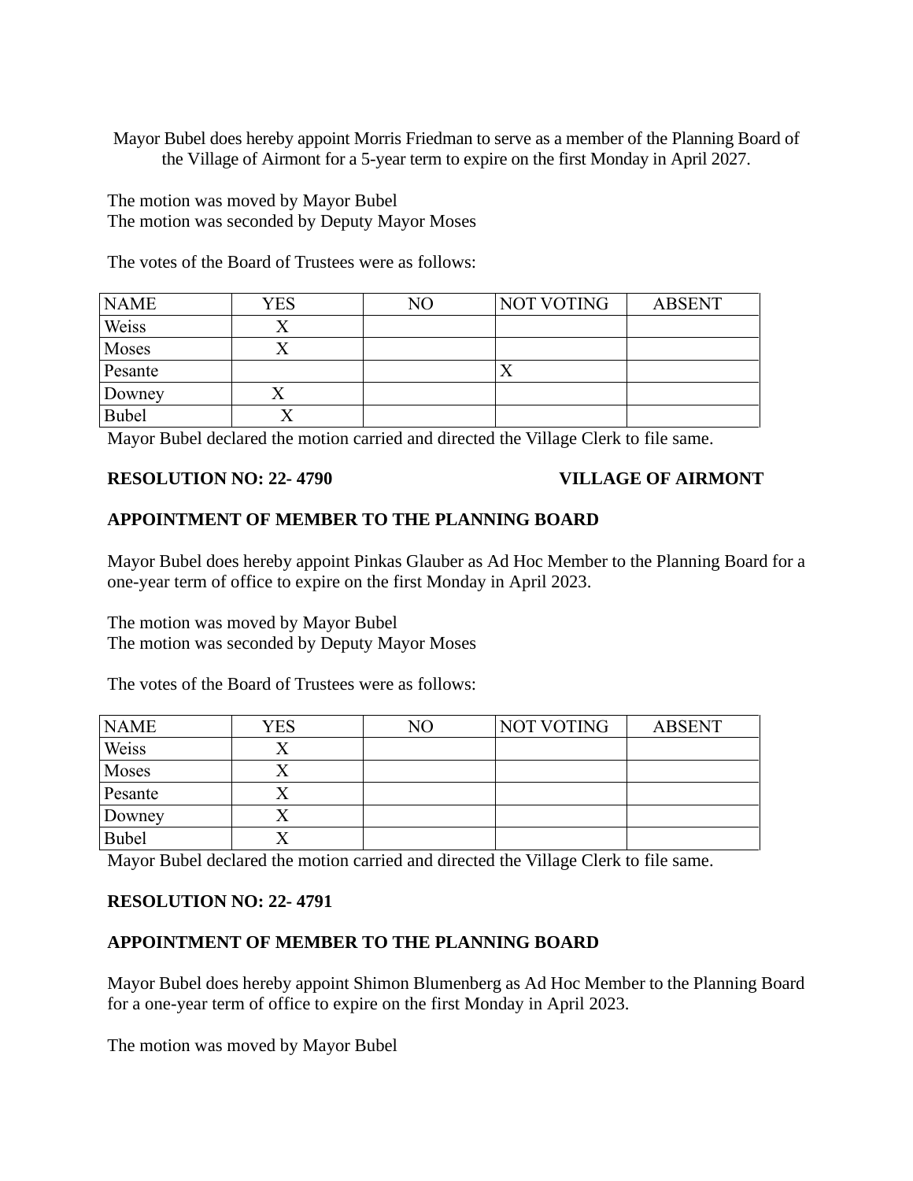Mayor Bubel does hereby appoint Morris Friedman to serve as a member of the Planning Board of the Village of Airmont for a 5-year term to expire on the first Monday in April 2027.

The motion was moved by Mayor Bubel
The motion was seconded by Deputy Mayor Moses

The votes of the Board of Trustees were as follows:

| NAME | YES | NO | NOT VOTING | ABSENT |
|---|---|---|---|---|
| Weiss | X | | | |
| Moses | X | | | |
| Pesante | | | X | |
| Downey | X | | | |
| Bubel | X | | | |

Mayor Bubel declared the motion carried and directed the Village Clerk to file same.

**RESOLUTION NO: 22- 4790 VILLAGE OF AIRMONT**

**APPOINTMENT OF MEMBER TO THE PLANNING BOARD**

Mayor Bubel does hereby appoint Pinkas Glauber as Ad Hoc Member to the Planning Board for a one-year term of office to expire on the first Monday in April 2023.

The motion was moved by Mayor Bubel
The motion was seconded by Deputy Mayor Moses

The votes of the Board of Trustees were as follows:

| NAME | YES | NO | NOT VOTING | ABSENT |
|---|---|---|---|---|
| Weiss | X | | | |
| Moses | X | | | |
| Pesante | X | | | |
| Downey | X | | | |
| Bubel | X | | | |

Mayor Bubel declared the motion carried and directed the Village Clerk to file same.

**RESOLUTION NO: 22- 4791**

**APPOINTMENT OF MEMBER TO THE PLANNING BOARD**

Mayor Bubel does hereby appoint Shimon Blumenberg as Ad Hoc Member to the Planning Board for a one-year term of office to expire on the first Monday in April 2023.

The motion was moved by Mayor Bubel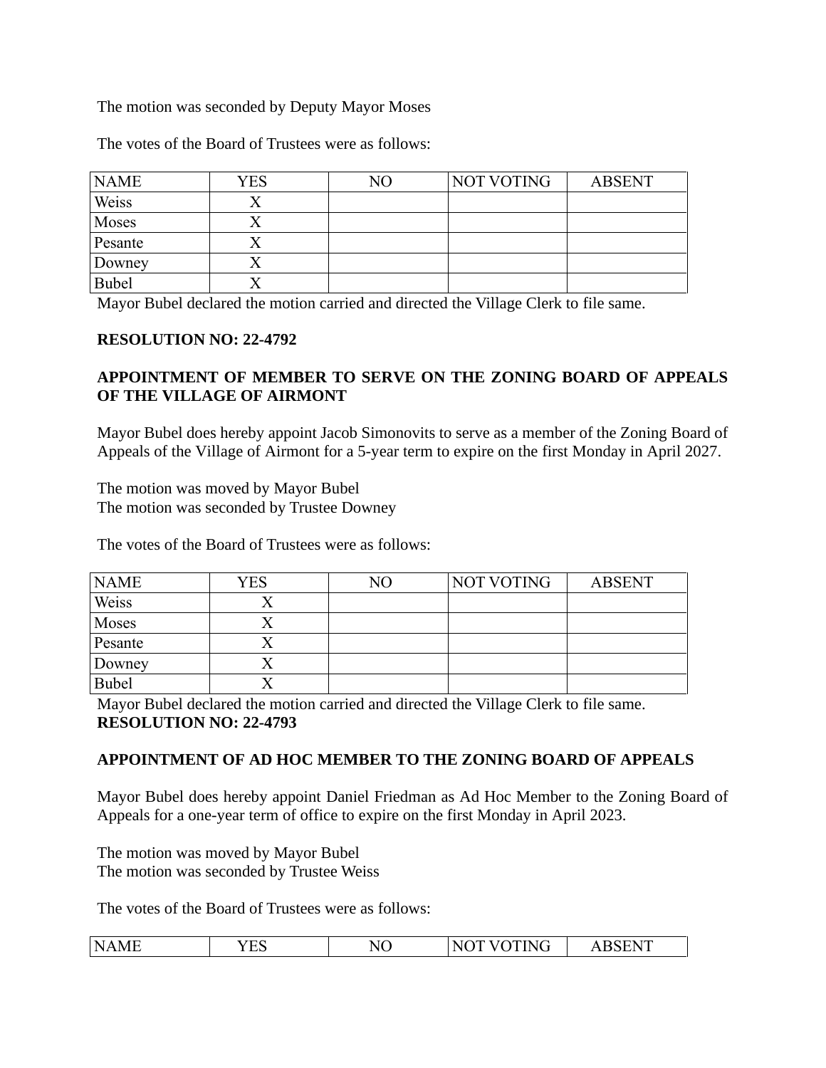The motion was seconded by Deputy Mayor Moses

The votes of the Board of Trustees were as follows:

| NAME | YES | NO | NOT VOTING | ABSENT |
|---|---|---|---|---|
| Weiss | X | | | |
| Moses | X | | | |
| Pesante | X | | | |
| Downey | X | | | |
| Bubel | X | | | |

Mayor Bubel declared the motion carried and directed the Village Clerk to file same.

**RESOLUTION NO: 22-4792**

**APPOINTMENT OF MEMBER TO SERVE ON THE ZONING BOARD OF APPEALS OF THE VILLAGE OF AIRMONT**

Mayor Bubel does hereby appoint Jacob Simonovits to serve as a member of the Zoning Board of Appeals of the Village of Airmont for a 5-year term to expire on the first Monday in April 2027.

The motion was moved by Mayor Bubel
The motion was seconded by Trustee Downey

The votes of the Board of Trustees were as follows:

| NAME | YES | NO | NOT VOTING | ABSENT |
|---|---|---|---|---|
| Weiss | X | | | |
| Moses | X | | | |
| Pesante | X | | | |
| Downey | X | | | |
| Bubel | X | | | |

Mayor Bubel declared the motion carried and directed the Village Clerk to file same.

**RESOLUTION NO: 22-4793**

**APPOINTMENT OF AD HOC MEMBER TO THE ZONING BOARD OF APPEALS**

Mayor Bubel does hereby appoint Daniel Friedman as Ad Hoc Member to the Zoning Board of Appeals for a one-year term of office to expire on the first Monday in April 2023.

The motion was moved by Mayor Bubel
The motion was seconded by Trustee Weiss

The votes of the Board of Trustees were as follows:

| NAME | YES | NO | NOT VOTING | ABSENT |
|---|---|---|---|---|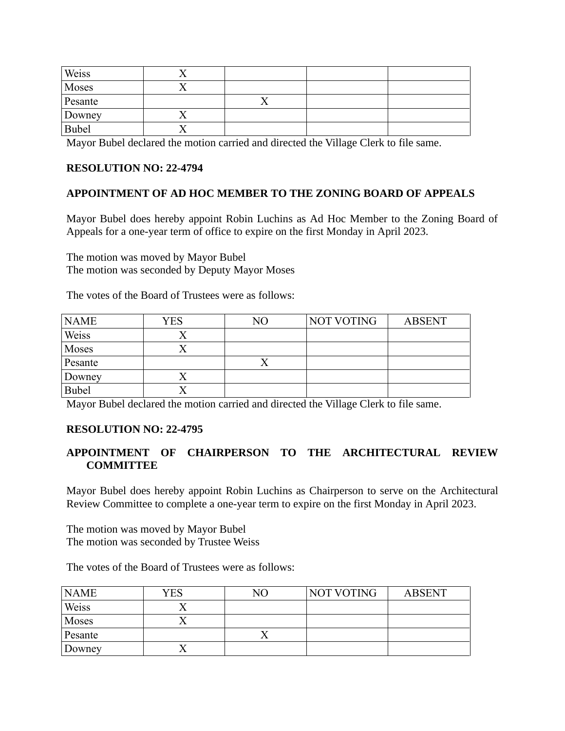| Weiss | X | | | |
|---|---|---|---|---|
| Moses | X | | | |
| Pesante | | X | | |
| Downey | X | | | |
| Bubel | X | | | |

Mayor Bubel declared the motion carried and directed the Village Clerk to file same.

**RESOLUTION NO: 22-4794**

**APPOINTMENT OF AD HOC MEMBER TO THE ZONING BOARD OF APPEALS**

Mayor Bubel does hereby appoint Robin Luchins as Ad Hoc Member to the Zoning Board of Appeals for a one-year term of office to expire on the first Monday in April 2023.

The motion was moved by Mayor Bubel
The motion was seconded by Deputy Mayor Moses

The votes of the Board of Trustees were as follows:

| NAME | YES | NO | NOT VOTING | ABSENT |
|---|---|---|---|---|
| Weiss | X | | | |
| Moses | X | | | |
| Pesante | | X | | |
| Downey | X | | | |
| Bubel | X | | | |

Mayor Bubel declared the motion carried and directed the Village Clerk to file same.

**RESOLUTION NO: 22-4795**

**APPOINTMENT OF CHAIRPERSON TO THE ARCHITECTURAL REVIEW COMMITTEE**

Mayor Bubel does hereby appoint Robin Luchins as Chairperson to serve on the Architectural Review Committee to complete a one-year term to expire on the first Monday in April 2023.

The motion was moved by Mayor Bubel
The motion was seconded by Trustee Weiss

The votes of the Board of Trustees were as follows:

| NAME | YES | NO | NOT VOTING | ABSENT |
|---|---|---|---|---|
| Weiss | X | | | |
| Moses | X | | | |
| Pesante | | X | | |
| Downey | X | | | |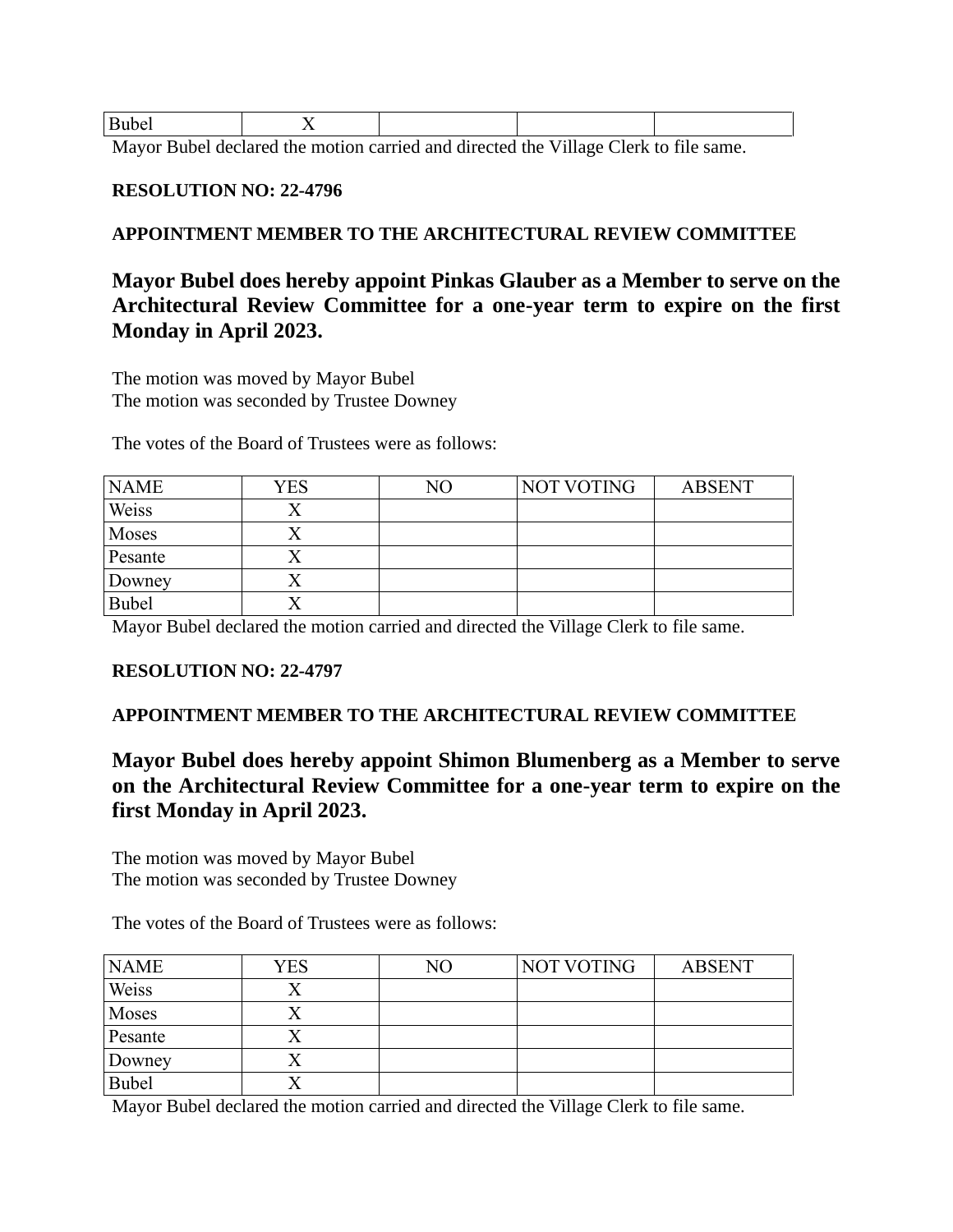| Bubel | X | | | |
|---|---|---|---|---|

Mayor Bubel declared the motion carried and directed the Village Clerk to file same.

**RESOLUTION NO: 22-4796**

**APPOINTMENT MEMBER TO THE ARCHITECTURAL REVIEW COMMITTEE**

**Mayor Bubel does hereby appoint Pinkas Glauber as a Member to serve on the Architectural Review Committee for a one-year term to expire on the first Monday in April 2023.**

The motion was moved by Mayor Bubel
The motion was seconded by Trustee Downey

The votes of the Board of Trustees were as follows:

| NAME | YES | NO | NOT VOTING | ABSENT |
|---|---|---|---|---|
| Weiss | X | | | |
| Moses | X | | | |
| Pesante | X | | | |
| Downey | X | | | |
| Bubel | X | | | |

Mayor Bubel declared the motion carried and directed the Village Clerk to file same.

**RESOLUTION NO: 22-4797**

**APPOINTMENT MEMBER TO THE ARCHITECTURAL REVIEW COMMITTEE**

**Mayor Bubel does hereby appoint Shimon Blumenberg as a Member to serve on the Architectural Review Committee for a one-year term to expire on the first Monday in April 2023.**

The motion was moved by Mayor Bubel
The motion was seconded by Trustee Downey

The votes of the Board of Trustees were as follows:

| NAME | YES | NO | NOT VOTING | ABSENT |
|---|---|---|---|---|
| Weiss | X | | | |
| Moses | X | | | |
| Pesante | X | | | |
| Downey | X | | | |
| Bubel | X | | | |

Mayor Bubel declared the motion carried and directed the Village Clerk to file same.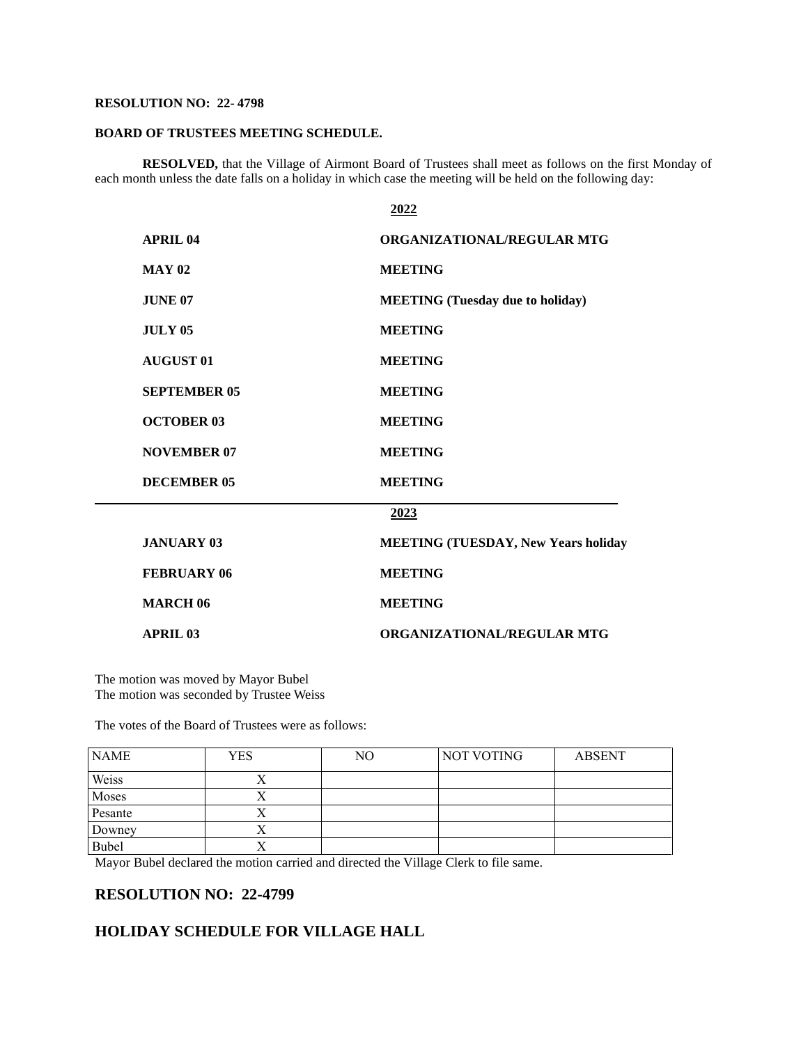**RESOLUTION NO: 22- 4798**

**BOARD OF TRUSTEES MEETING SCHEDULE.**

**RESOLVED,** that the Village of Airmont Board of Trustees shall meet as follows on the first Monday of each month unless the date falls on a holiday in which case the meeting will be held on the following day:

**2022**

| | |
|---|---|
| **APRIL 04** | **ORGANIZATIONAL/REGULAR MTG** |
| **MAY 02** | **MEETING** |
| **JUNE 07** | **MEETING (Tuesday due to holiday)** |
| **JULY 05** | **MEETING** |
| **AUGUST 01** | **MEETING** |
| **SEPTEMBER 05** | **MEETING** |
| **OCTOBER 03** | **MEETING** |
| **NOVEMBER 07** | **MEETING** |
| **DECEMBER 05** | **MEETING** |

**2023**

| | |
|---|---|
| **JANUARY 03** | **MEETING (TUESDAY, New Years holiday** |
| **FEBRUARY 06** | **MEETING** |
| **MARCH 06** | **MEETING** |
| **APRIL 03** | **ORGANIZATIONAL/REGULAR MTG** |

The motion was moved by Mayor Bubel
The motion was seconded by Trustee Weiss

The votes of the Board of Trustees were as follows:

| NAME | YES | NO | NOT VOTING | ABSENT |
|---|---|---|---|---|
| Weiss | X | | | |
| Moses | X | | | |
| Pesante | X | | | |
| Downey | X | | | |
| Bubel | X | | | |

Mayor Bubel declared the motion carried and directed the Village Clerk to file same.

## RESOLUTION NO: 22-4799

## HOLIDAY SCHEDULE FOR VILLAGE HALL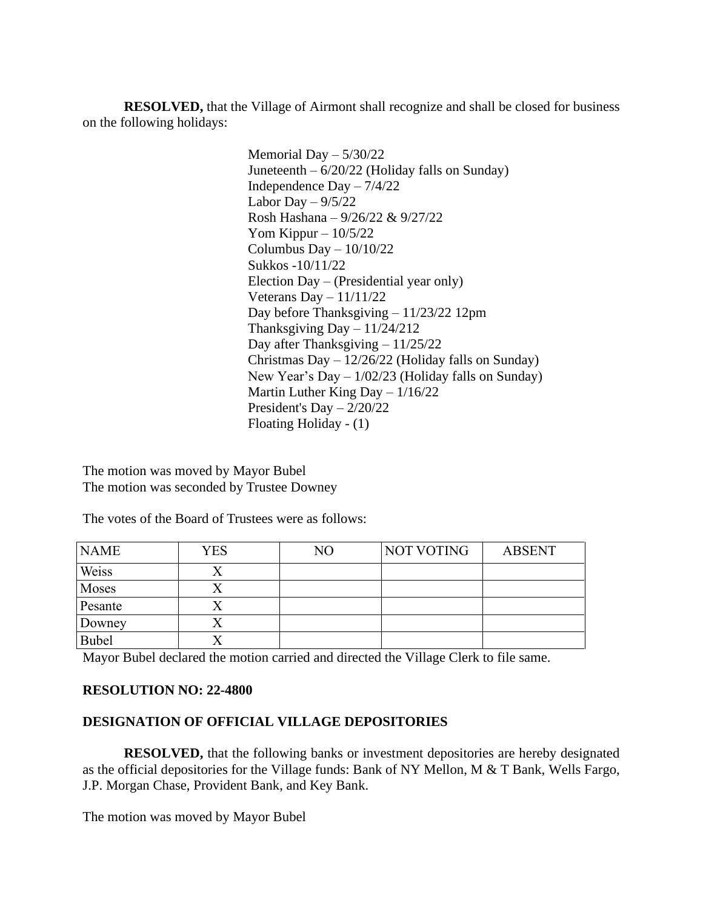**RESOLVED,** that the Village of Airmont shall recognize and shall be closed for business on the following holidays:

Memorial Day – 5/30/22
Juneteenth – 6/20/22 (Holiday falls on Sunday)
Independence Day – 7/4/22
Labor Day – 9/5/22
Rosh Hashana – 9/26/22 & 9/27/22
Yom Kippur – 10/5/22
Columbus Day – 10/10/22
Sukkos -10/11/22
Election Day – (Presidential year only)
Veterans Day – 11/11/22
Day before Thanksgiving – 11/23/22 12pm
Thanksgiving Day – 11/24/212
Day after Thanksgiving – 11/25/22
Christmas Day – 12/26/22 (Holiday falls on Sunday)
New Year's Day – 1/02/23 (Holiday falls on Sunday)
Martin Luther King Day – 1/16/22
President's Day – 2/20/22
Floating Holiday - (1)

The motion was moved by Mayor Bubel
The motion was seconded by Trustee Downey

The votes of the Board of Trustees were as follows:

| NAME | YES | NO | NOT VOTING | ABSENT |
|---|---|---|---|---|
| Weiss | X | | | |
| Moses | X | | | |
| Pesante | X | | | |
| Downey | X | | | |
| Bubel | X | | | |

Mayor Bubel declared the motion carried and directed the Village Clerk to file same.

**RESOLUTION NO: 22-4800**

**DESIGNATION OF OFFICIAL VILLAGE DEPOSITORIES**

**RESOLVED,** that the following banks or investment depositories are hereby designated as the official depositories for the Village funds: Bank of NY Mellon, M & T Bank, Wells Fargo, J.P. Morgan Chase, Provident Bank, and Key Bank.

The motion was moved by Mayor Bubel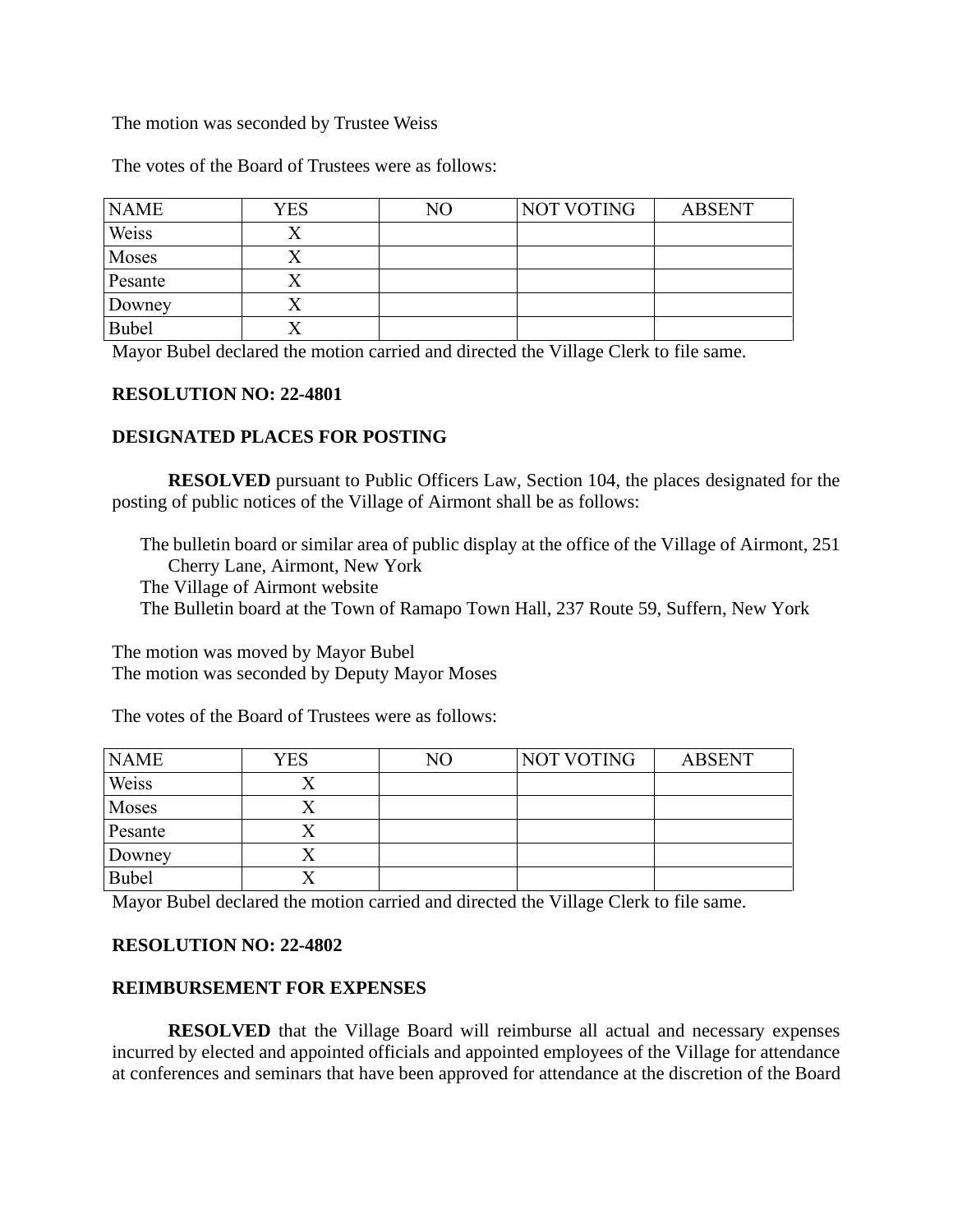The motion was seconded by Trustee Weiss

The votes of the Board of Trustees were as follows:

| NAME | YES | NO | NOT VOTING | ABSENT |
| --- | --- | --- | --- | --- |
| Weiss | X | | | |
| Moses | X | | | |
| Pesante | X | | | |
| Downey | X | | | |
| Bubel | X | | | |

Mayor Bubel declared the motion carried and directed the Village Clerk to file same.

**RESOLUTION NO: 22-4801**

**DESIGNATED PLACES FOR POSTING**

**RESOLVED** pursuant to Public Officers Law, Section 104, the places designated for the posting of public notices of the Village of Airmont shall be as follows:

The bulletin board or similar area of public display at the office of the Village of Airmont, 251 Cherry Lane, Airmont, New York
The Village of Airmont website
The Bulletin board at the Town of Ramapo Town Hall, 237 Route 59, Suffern, New York

The motion was moved by Mayor Bubel
The motion was seconded by Deputy Mayor Moses

The votes of the Board of Trustees were as follows:

| NAME | YES | NO | NOT VOTING | ABSENT |
| --- | --- | --- | --- | --- |
| Weiss | X | | | |
| Moses | X | | | |
| Pesante | X | | | |
| Downey | X | | | |
| Bubel | X | | | |

Mayor Bubel declared the motion carried and directed the Village Clerk to file same.

**RESOLUTION NO: 22-4802**

**REIMBURSEMENT FOR EXPENSES**

**RESOLVED** that the Village Board will reimburse all actual and necessary expenses incurred by elected and appointed officials and appointed employees of the Village for attendance at conferences and seminars that have been approved for attendance at the discretion of the Board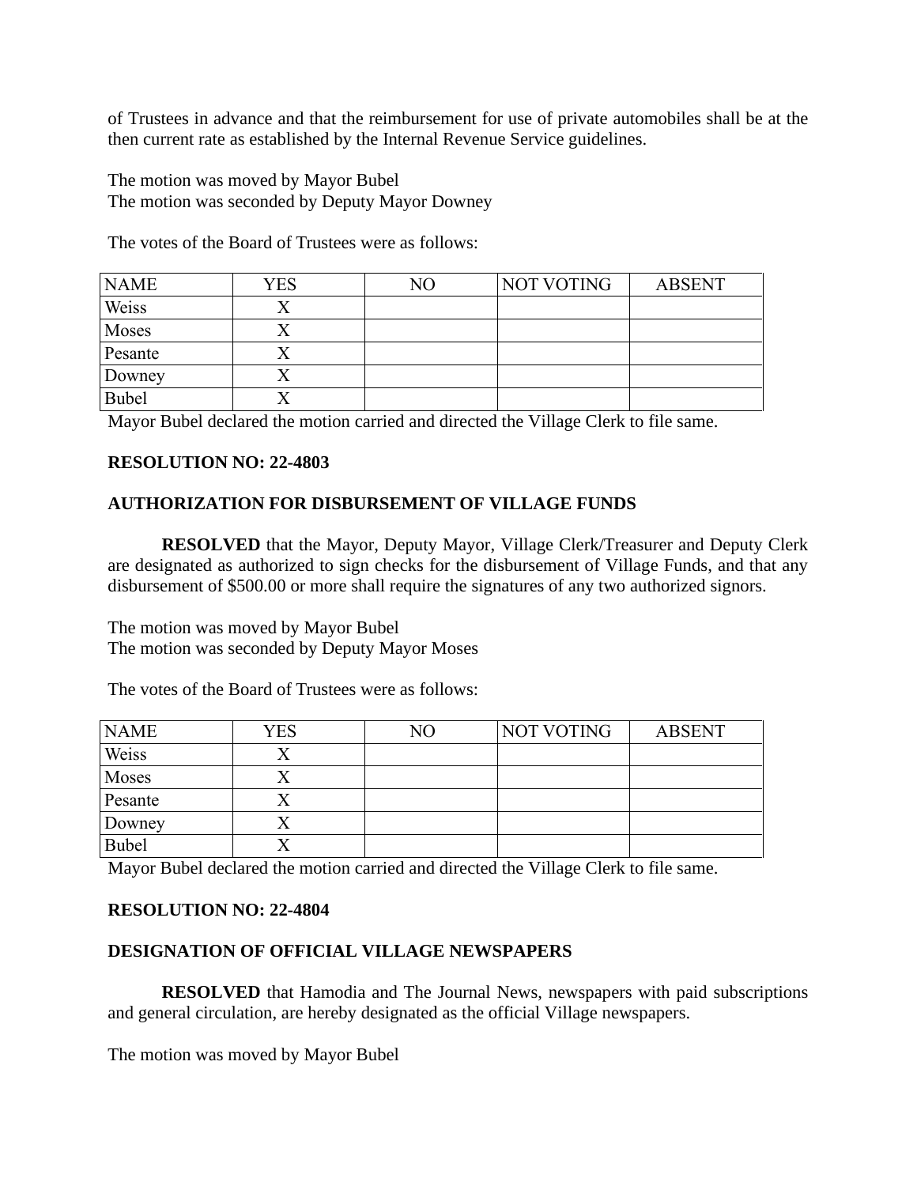of Trustees in advance and that the reimbursement for use of private automobiles shall be at the then current rate as established by the Internal Revenue Service guidelines.

The motion was moved by Mayor Bubel
The motion was seconded by Deputy Mayor Downey

The votes of the Board of Trustees were as follows:

| NAME | YES | NO | NOT VOTING | ABSENT |
|---|---|---|---|---|
| Weiss | X | | | |
| Moses | X | | | |
| Pesante | X | | | |
| Downey | X | | | |
| Bubel | X | | | |

Mayor Bubel declared the motion carried and directed the Village Clerk to file same.

**RESOLUTION NO: 22-4803**

**AUTHORIZATION FOR DISBURSEMENT OF VILLAGE FUNDS**

**RESOLVED** that the Mayor, Deputy Mayor, Village Clerk/Treasurer and Deputy Clerk are designated as authorized to sign checks for the disbursement of Village Funds, and that any disbursement of $500.00 or more shall require the signatures of any two authorized signors.

The motion was moved by Mayor Bubel
The motion was seconded by Deputy Mayor Moses

The votes of the Board of Trustees were as follows:

| NAME | YES | NO | NOT VOTING | ABSENT |
|---|---|---|---|---|
| Weiss | X | | | |
| Moses | X | | | |
| Pesante | X | | | |
| Downey | X | | | |
| Bubel | X | | | |

Mayor Bubel declared the motion carried and directed the Village Clerk to file same.

**RESOLUTION NO: 22-4804**

**DESIGNATION OF OFFICIAL VILLAGE NEWSPAPERS**

**RESOLVED** that Hamodia and The Journal News, newspapers with paid subscriptions and general circulation, are hereby designated as the official Village newspapers.

The motion was moved by Mayor Bubel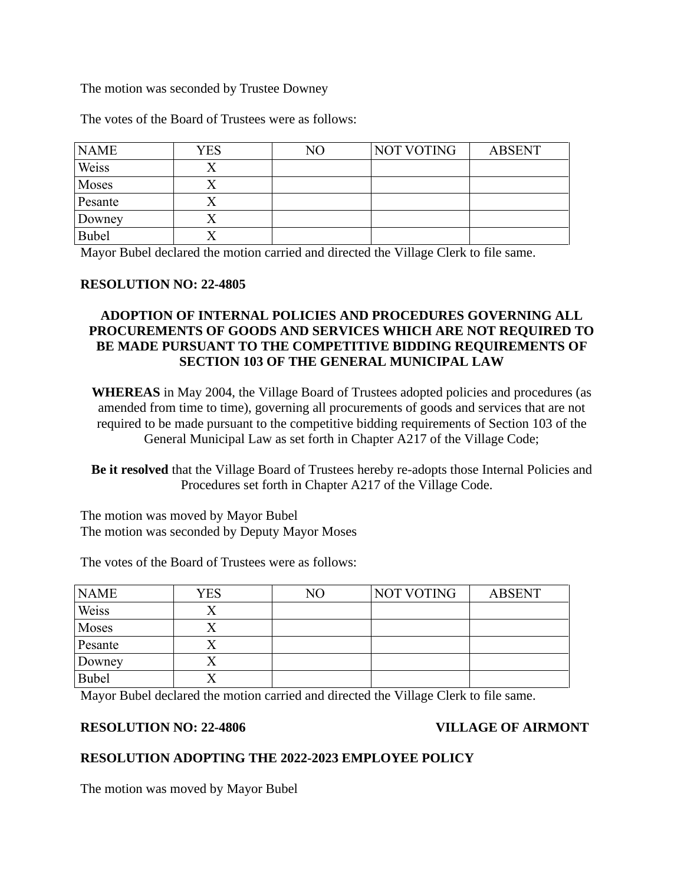The motion was seconded by Trustee Downey

The votes of the Board of Trustees were as follows:

| NAME | YES | NO | NOT VOTING | ABSENT |
| --- | --- | --- | --- | --- |
| Weiss | X | | | |
| Moses | X | | | |
| Pesante | X | | | |
| Downey | X | | | |
| Bubel | X | | | |

Mayor Bubel declared the motion carried and directed the Village Clerk to file same.

**RESOLUTION NO: 22-4805**

**ADOPTION OF INTERNAL POLICIES AND PROCEDURES GOVERNING ALL PROCUREMENTS OF GOODS AND SERVICES WHICH ARE NOT REQUIRED TO BE MADE PURSUANT TO THE COMPETITIVE BIDDING REQUIREMENTS OF SECTION 103 OF THE GENERAL MUNICIPAL LAW**

**WHEREAS** in May 2004, the Village Board of Trustees adopted policies and procedures (as amended from time to time), governing all procurements of goods and services that are not required to be made pursuant to the competitive bidding requirements of Section 103 of the General Municipal Law as set forth in Chapter A217 of the Village Code;

**Be it resolved** that the Village Board of Trustees hereby re-adopts those Internal Policies and Procedures set forth in Chapter A217 of the Village Code.

The motion was moved by Mayor Bubel
The motion was seconded by Deputy Mayor Moses

The votes of the Board of Trustees were as follows:

| NAME | YES | NO | NOT VOTING | ABSENT |
| --- | --- | --- | --- | --- |
| Weiss | X | | | |
| Moses | X | | | |
| Pesante | X | | | |
| Downey | X | | | |
| Bubel | X | | | |

Mayor Bubel declared the motion carried and directed the Village Clerk to file same.

**RESOLUTION NO: 22-4806** **VILLAGE OF AIRMONT**

**RESOLUTION ADOPTING THE 2022-2023 EMPLOYEE POLICY**

The motion was moved by Mayor Bubel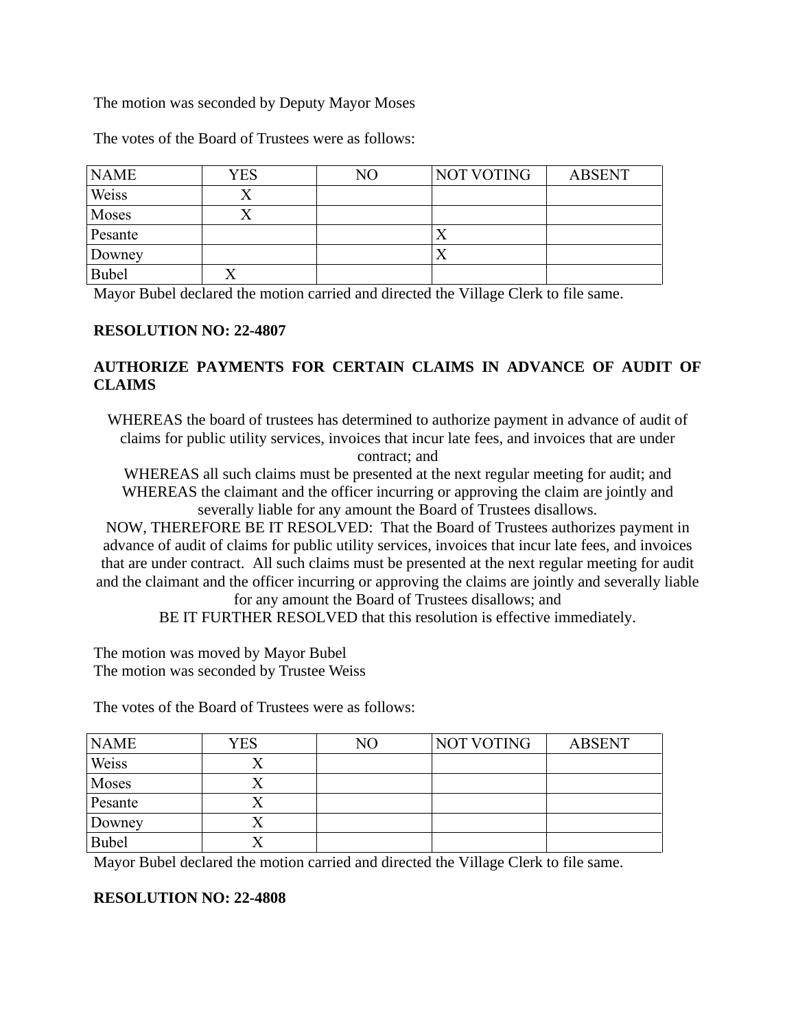The motion was seconded by Deputy Mayor Moses

The votes of the Board of Trustees were as follows:

| NAME | YES | NO | NOT VOTING | ABSENT |
|---|---|---|---|---|
| Weiss | X | | | |
| Moses | X | | | |
| Pesante | | | X | |
| Downey | | | X | |
| Bubel | X | | | |

Mayor Bubel declared the motion carried and directed the Village Clerk to file same.

**RESOLUTION NO: 22-4807**

**AUTHORIZE PAYMENTS FOR CERTAIN CLAIMS IN ADVANCE OF AUDIT OF CLAIMS**

WHEREAS the board of trustees has determined to authorize payment in advance of audit of claims for public utility services, invoices that incur late fees, and invoices that are under contract; and
WHEREAS all such claims must be presented at the next regular meeting for audit; and
WHEREAS the claimant and the officer incurring or approving the claim are jointly and severally liable for any amount the Board of Trustees disallows.
NOW, THEREFORE BE IT RESOLVED: That the Board of Trustees authorizes payment in advance of audit of claims for public utility services, invoices that incur late fees, and invoices that are under contract. All such claims must be presented at the next regular meeting for audit and the claimant and the officer incurring or approving the claims are jointly and severally liable for any amount the Board of Trustees disallows; and
BE IT FURTHER RESOLVED that this resolution is effective immediately.

The motion was moved by Mayor Bubel
The motion was seconded by Trustee Weiss

The votes of the Board of Trustees were as follows:

| NAME | YES | NO | NOT VOTING | ABSENT |
|---|---|---|---|---|
| Weiss | X | | | |
| Moses | X | | | |
| Pesante | X | | | |
| Downey | X | | | |
| Bubel | X | | | |

Mayor Bubel declared the motion carried and directed the Village Clerk to file same.

**RESOLUTION NO: 22-4808**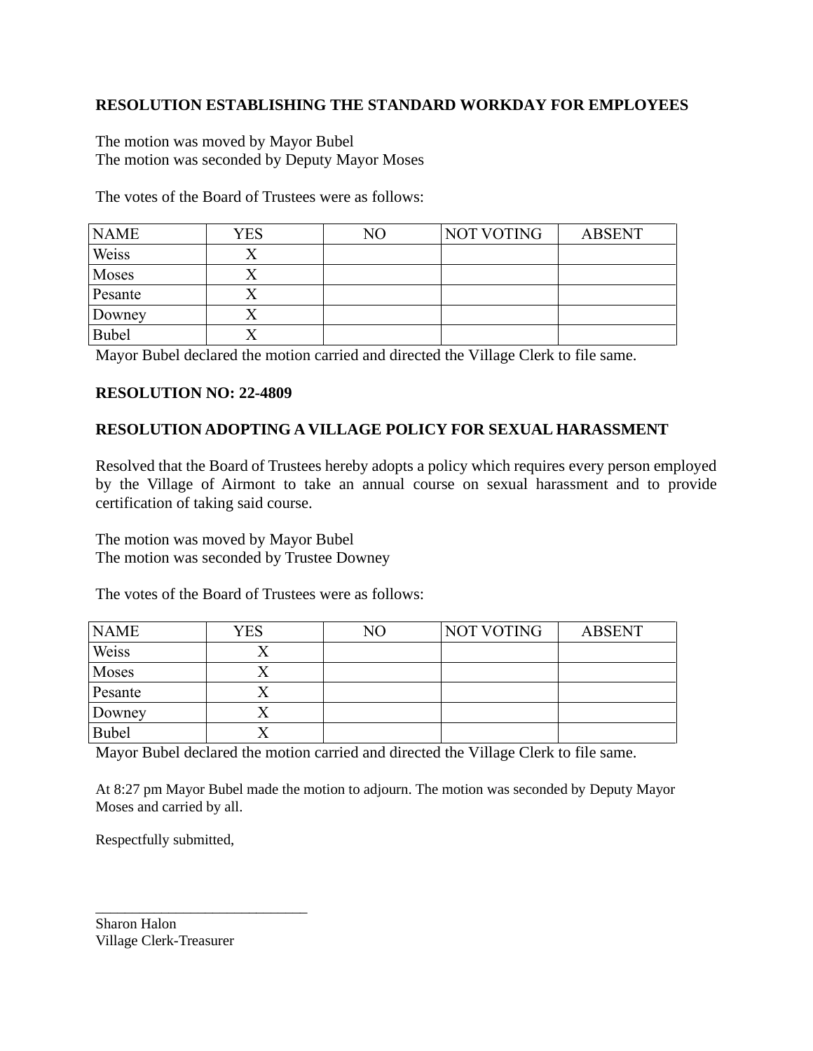**RESOLUTION ESTABLISHING THE STANDARD WORKDAY FOR EMPLOYEES**

The motion was moved by Mayor Bubel
The motion was seconded by Deputy Mayor Moses

The votes of the Board of Trustees were as follows:

| NAME | YES | NO | NOT VOTING | ABSENT |
|---|---|---|---|---|
| Weiss | X | | | |
| Moses | X | | | |
| Pesante | X | | | |
| Downey | X | | | |
| Bubel | X | | | |

Mayor Bubel declared the motion carried and directed the Village Clerk to file same.

**RESOLUTION NO: 22-4809**

**RESOLUTION ADOPTING A VILLAGE POLICY FOR SEXUAL HARASSMENT**

Resolved that the Board of Trustees hereby adopts a policy which requires every person employed by the Village of Airmont to take an annual course on sexual harassment and to provide certification of taking said course.

The motion was moved by Mayor Bubel
The motion was seconded by Trustee Downey

The votes of the Board of Trustees were as follows:

| NAME | YES | NO | NOT VOTING | ABSENT |
|---|---|---|---|---|
| Weiss | X | | | |
| Moses | X | | | |
| Pesante | X | | | |
| Downey | X | | | |
| Bubel | X | | | |

Mayor Bubel declared the motion carried and directed the Village Clerk to file same.

At 8:27 pm Mayor Bubel made the motion to adjourn. The motion was seconded by Deputy Mayor Moses and carried by all.

Respectfully submitted,

______________________________
Sharon Halon
Village Clerk-Treasurer